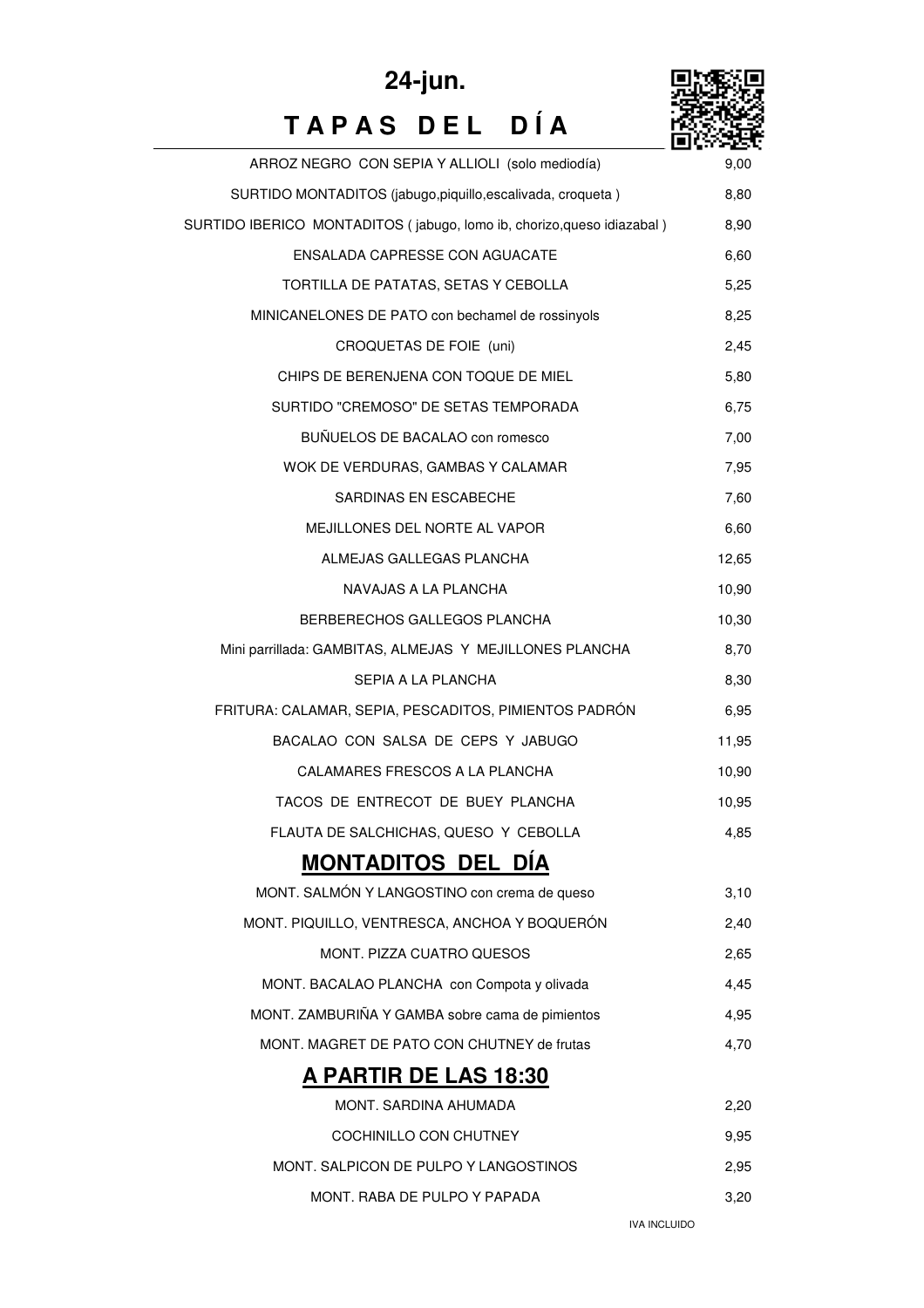# 24-jun.

# T A P A S D E L D Í A

| | |
|---|---|
| ARROZ NEGRO CON SEPIA Y ALLIOLI (solo mediodía) | 9,00 |
| SURTIDO MONTADITOS (jabugo,piquillo,escalivada, croqueta ) | 8,80 |
| SURTIDO IBERICO MONTADITOS ( jabugo, lomo ib, chorizo,queso idiazabal ) | 8,90 |
| ENSALADA CAPRESSE CON AGUACATE | 6,60 |
| TORTILLA DE PATATAS, SETAS Y CEBOLLA | 5,25 |
| MINICANELONES DE PATO con bechamel de rossinyols | 8,25 |
| CROQUETAS DE FOIE (uni) | 2,45 |
| CHIPS DE BERENJENA CON TOQUE DE MIEL | 5,80 |
| SURTIDO "CREMOSO" DE SETAS TEMPORADA | 6,75 |
| BUÑUELOS DE BACALAO con romesco | 7,00 |
| WOK DE VERDURAS, GAMBAS Y CALAMAR | 7,95 |
| SARDINAS EN ESCABECHE | 7,60 |
| MEJILLONES DEL NORTE AL VAPOR | 6,60 |
| ALMEJAS GALLEGAS PLANCHA | 12,65 |
| NAVAJAS A LA PLANCHA | 10,90 |
| BERBERECHOS GALLEGOS PLANCHA | 10,30 |
| Mini parrillada: GAMBITAS, ALMEJAS Y MEJILLONES PLANCHA | 8,70 |
| SEPIA A LA PLANCHA | 8,30 |
| FRITURA: CALAMAR, SEPIA, PESCADITOS, PIMIENTOS PADRÓN | 6,95 |
| BACALAO CON SALSA DE CEPS Y JABUGO | 11,95 |
| CALAMARES FRESCOS A LA PLANCHA | 10,90 |
| TACOS DE ENTRECOT DE BUEY PLANCHA | 10,95 |
| FLAUTA DE SALCHICHAS, QUESO Y CEBOLLA | 4,85 |

## MONTADITOS DEL DÍA

| | |
|---|---|
| MONT. SALMÓN Y LANGOSTINO con crema de queso | 3,10 |
| MONT. PIQUILLO, VENTRESCA, ANCHOA Y BOQUERÓN | 2,40 |
| MONT. PIZZA CUATRO QUESOS | 2,65 |
| MONT. BACALAO PLANCHA con Compota y olivada | 4,45 |
| MONT. ZAMBURIÑA Y GAMBA sobre cama de pimientos | 4,95 |
| MONT. MAGRET DE PATO CON CHUTNEY de frutas | 4,70 |

## A PARTIR DE LAS 18:30

| | |
|---|---|
| MONT. SARDINA AHUMADA | 2,20 |
| COCHINILLO CON CHUTNEY | 9,95 |
| MONT. SALPICON DE PULPO Y LANGOSTINOS | 2,95 |
| MONT. RABA DE PULPO Y PAPADA | 3,20 |

IVA INCLUIDO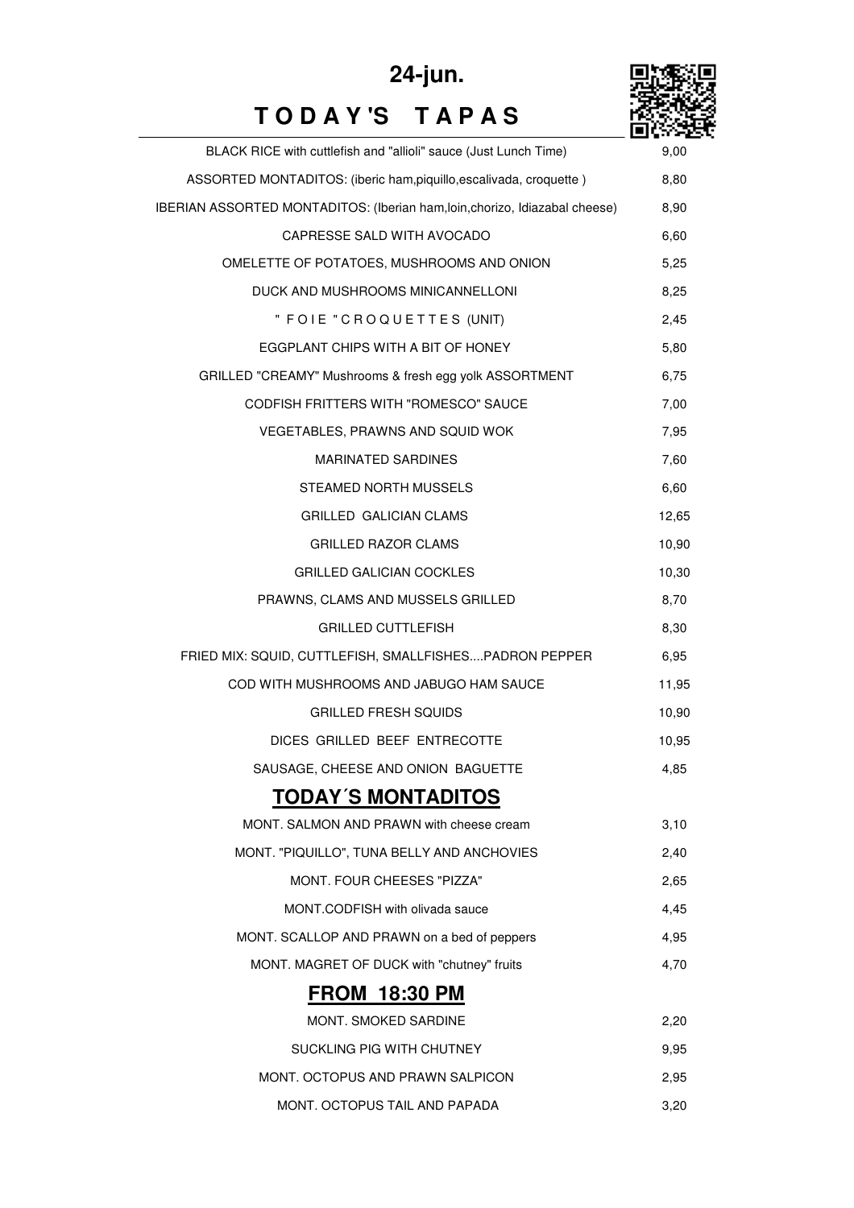# 24-jun.

# TODAY'S TAPAS

| | |
|---|---|
| BLACK RICE with cuttlefish and "allioli" sauce (Just Lunch Time) | 9,00 |
| ASSORTED MONTADITOS: (iberic ham,piquillo,escalivada, croquette ) | 8,80 |
| IBERIAN ASSORTED MONTADITOS: (Iberian ham,loin,chorizo, Idiazabal cheese) | 8,90 |
| CAPRESSE SALD WITH AVOCADO | 6,60 |
| OMELETTE OF POTATOES, MUSHROOMS AND ONION | 5,25 |
| DUCK AND MUSHROOMS MINICANNELLONI | 8,25 |
| " F O I E " C R O Q U E T T E S (UNIT) | 2,45 |
| EGGPLANT CHIPS WITH A BIT OF HONEY | 5,80 |
| GRILLED "CREAMY" Mushrooms & fresh egg yolk ASSORTMENT | 6,75 |
| CODFISH FRITTERS WITH "ROMESCO" SAUCE | 7,00 |
| VEGETABLES, PRAWNS AND SQUID WOK | 7,95 |
| MARINATED SARDINES | 7,60 |
| STEAMED NORTH MUSSELS | 6,60 |
| GRILLED GALICIAN CLAMS | 12,65 |
| GRILLED RAZOR CLAMS | 10,90 |
| GRILLED GALICIAN COCKLES | 10,30 |
| PRAWNS, CLAMS AND MUSSELS GRILLED | 8,70 |
| GRILLED CUTTLEFISH | 8,30 |
| FRIED MIX: SQUID, CUTTLEFISH, SMALLFISHES....PADRON PEPPER | 6,95 |
| COD WITH MUSHROOMS AND JABUGO HAM SAUCE | 11,95 |
| GRILLED FRESH SQUIDS | 10,90 |
| DICES GRILLED BEEF ENTRECOTTE | 10,95 |
| SAUSAGE, CHEESE AND ONION BAGUETTE | 4,85 |

## TODAY´S MONTADITOS

| | |
|---|---|
| MONT. SALMON AND PRAWN with cheese cream | 3,10 |
| MONT. "PIQUILLO", TUNA BELLY AND ANCHOVIES | 2,40 |
| MONT. FOUR CHEESES "PIZZA" | 2,65 |
| MONT.CODFISH with olivada sauce | 4,45 |
| MONT. SCALLOP AND PRAWN on a bed of peppers | 4,95 |
| MONT. MAGRET OF DUCK with "chutney" fruits | 4,70 |

## FROM 18:30 PM

| | |
|---|---|
| MONT. SMOKED SARDINE | 2,20 |
| SUCKLING PIG WITH CHUTNEY | 9,95 |
| MONT. OCTOPUS AND PRAWN SALPICON | 2,95 |
| MONT. OCTOPUS TAIL AND PAPADA | 3,20 |